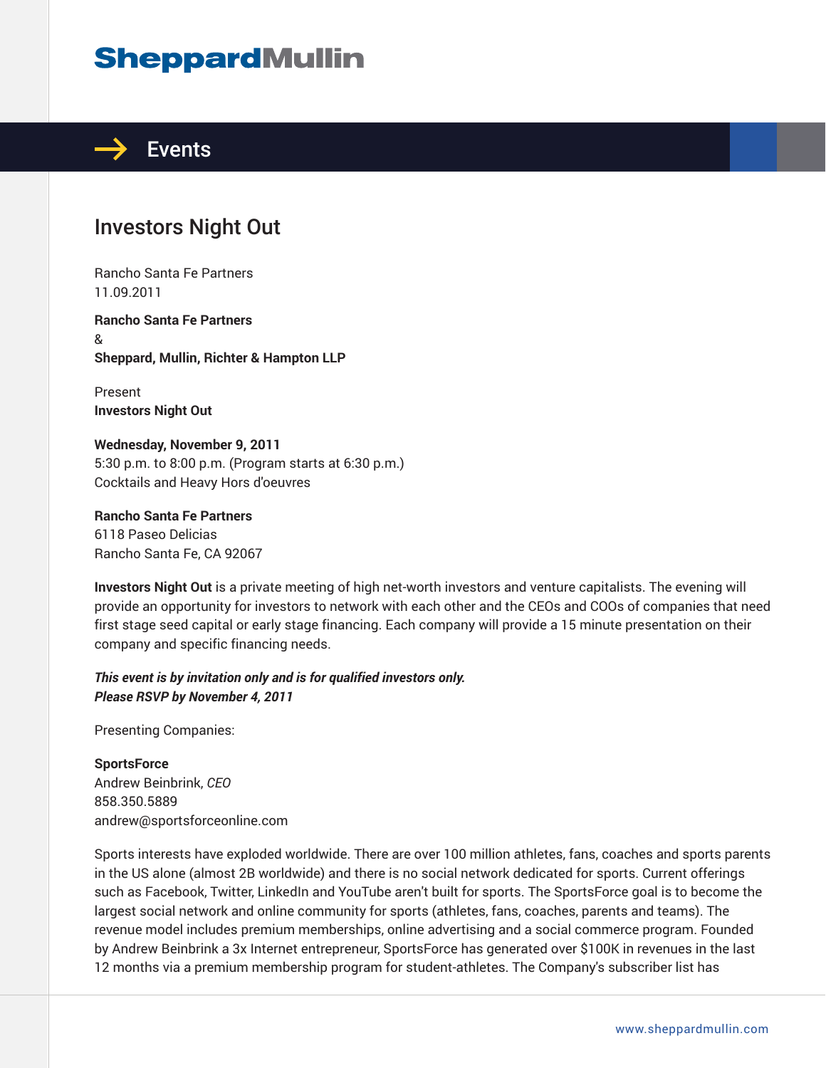# Events

## Investors Night Out

Rancho Santa Fe Partners
11.09.2011

**Rancho Santa Fe Partners**
&
**Sheppard, Mullin, Richter & Hampton LLP**

Present
**Investors Night Out**

**Wednesday, November 9, 2011**
5:30 p.m. to 8:00 p.m. (Program starts at 6:30 p.m.)
Cocktails and Heavy Hors d'oeuvres

**Rancho Santa Fe Partners**
6118 Paseo Delicias
Rancho Santa Fe, CA 92067

**Investors Night Out** is a private meeting of high net-worth investors and venture capitalists. The evening will provide an opportunity for investors to network with each other and the CEOs and COOs of companies that need first stage seed capital or early stage financing. Each company will provide a 15 minute presentation on their company and specific financing needs.

***This event is by invitation only and is for qualified investors only.***
***Please RSVP by November 4, 2011***

Presenting Companies:

**SportsForce**
Andrew Beinbrink, *CEO*
858.350.5889
andrew@sportsforceonline.com

Sports interests have exploded worldwide. There are over 100 million athletes, fans, coaches and sports parents in the US alone (almost 2B worldwide) and there is no social network dedicated for sports. Current offerings such as Facebook, Twitter, LinkedIn and YouTube aren't built for sports. The SportsForce goal is to become the largest social network and online community for sports (athletes, fans, coaches, parents and teams). The revenue model includes premium memberships, online advertising and a social commerce program. Founded by Andrew Beinbrink a 3x Internet entrepreneur, SportsForce has generated over $100K in revenues in the last 12 months via a premium membership program for student-athletes. The Company's subscriber list has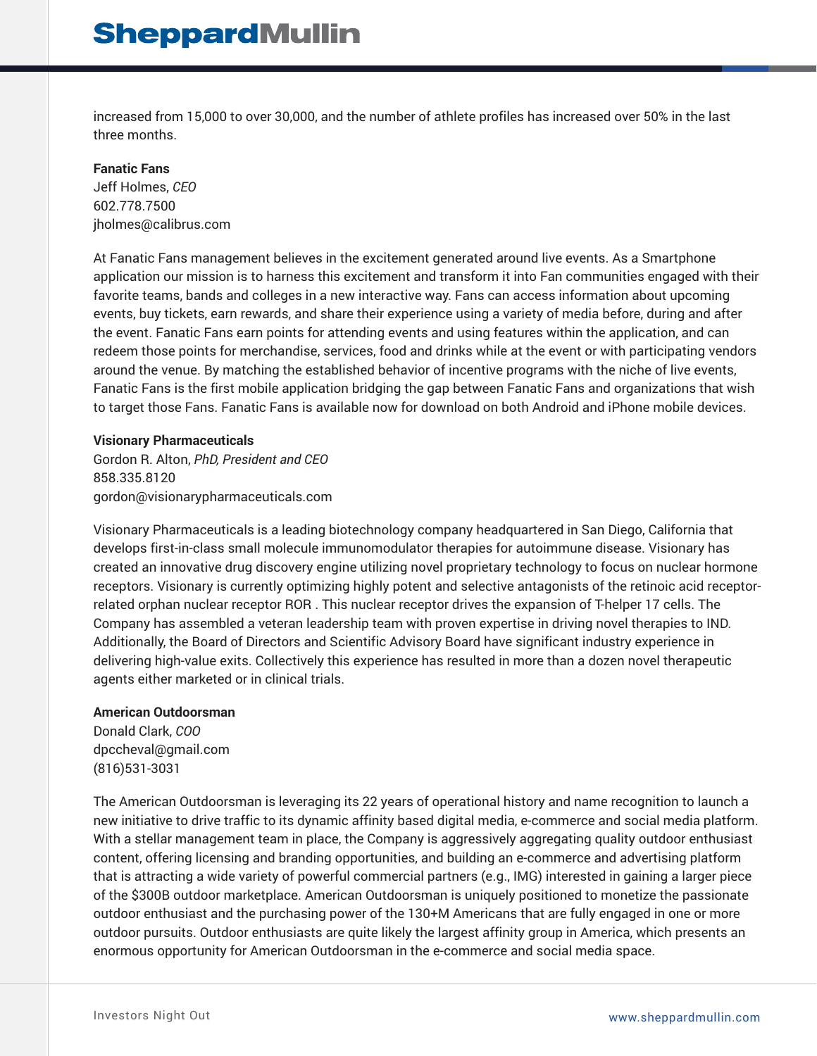increased from 15,000 to over 30,000, and the number of athlete profiles has increased over 50% in the last three months.

**Fanatic Fans**
Jeff Holmes, *CEO*
602.778.7500
jholmes@calibrus.com

At Fanatic Fans management believes in the excitement generated around live events. As a Smartphone application our mission is to harness this excitement and transform it into Fan communities engaged with their favorite teams, bands and colleges in a new interactive way. Fans can access information about upcoming events, buy tickets, earn rewards, and share their experience using a variety of media before, during and after the event. Fanatic Fans earn points for attending events and using features within the application, and can redeem those points for merchandise, services, food and drinks while at the event or with participating vendors around the venue. By matching the established behavior of incentive programs with the niche of live events, Fanatic Fans is the first mobile application bridging the gap between Fanatic Fans and organizations that wish to target those Fans. Fanatic Fans is available now for download on both Android and iPhone mobile devices.

**Visionary Pharmaceuticals**
Gordon R. Alton, *PhD, President and CEO*
858.335.8120
gordon@visionarypharmaceuticals.com

Visionary Pharmaceuticals is a leading biotechnology company headquartered in San Diego, California that develops first-in-class small molecule immunomodulator therapies for autoimmune disease. Visionary has created an innovative drug discovery engine utilizing novel proprietary technology to focus on nuclear hormone receptors. Visionary is currently optimizing highly potent and selective antagonists of the retinoic acid receptor-related orphan nuclear receptor ROR . This nuclear receptor drives the expansion of T-helper 17 cells. The Company has assembled a veteran leadership team with proven expertise in driving novel therapies to IND. Additionally, the Board of Directors and Scientific Advisory Board have significant industry experience in delivering high-value exits. Collectively this experience has resulted in more than a dozen novel therapeutic agents either marketed or in clinical trials.

**American Outdoorsman**
Donald Clark, *COO*
dpccheval@gmail.com
(816)531-3031

The American Outdoorsman is leveraging its 22 years of operational history and name recognition to launch a new initiative to drive traffic to its dynamic affinity based digital media, e-commerce and social media platform. With a stellar management team in place, the Company is aggressively aggregating quality outdoor enthusiast content, offering licensing and branding opportunities, and building an e-commerce and advertising platform that is attracting a wide variety of powerful commercial partners (e.g., IMG) interested in gaining a larger piece of the $300B outdoor marketplace. American Outdoorsman is uniquely positioned to monetize the passionate outdoor enthusiast and the purchasing power of the 130+M Americans that are fully engaged in one or more outdoor pursuits. Outdoor enthusiasts are quite likely the largest affinity group in America, which presents an enormous opportunity for American Outdoorsman in the e-commerce and social media space.